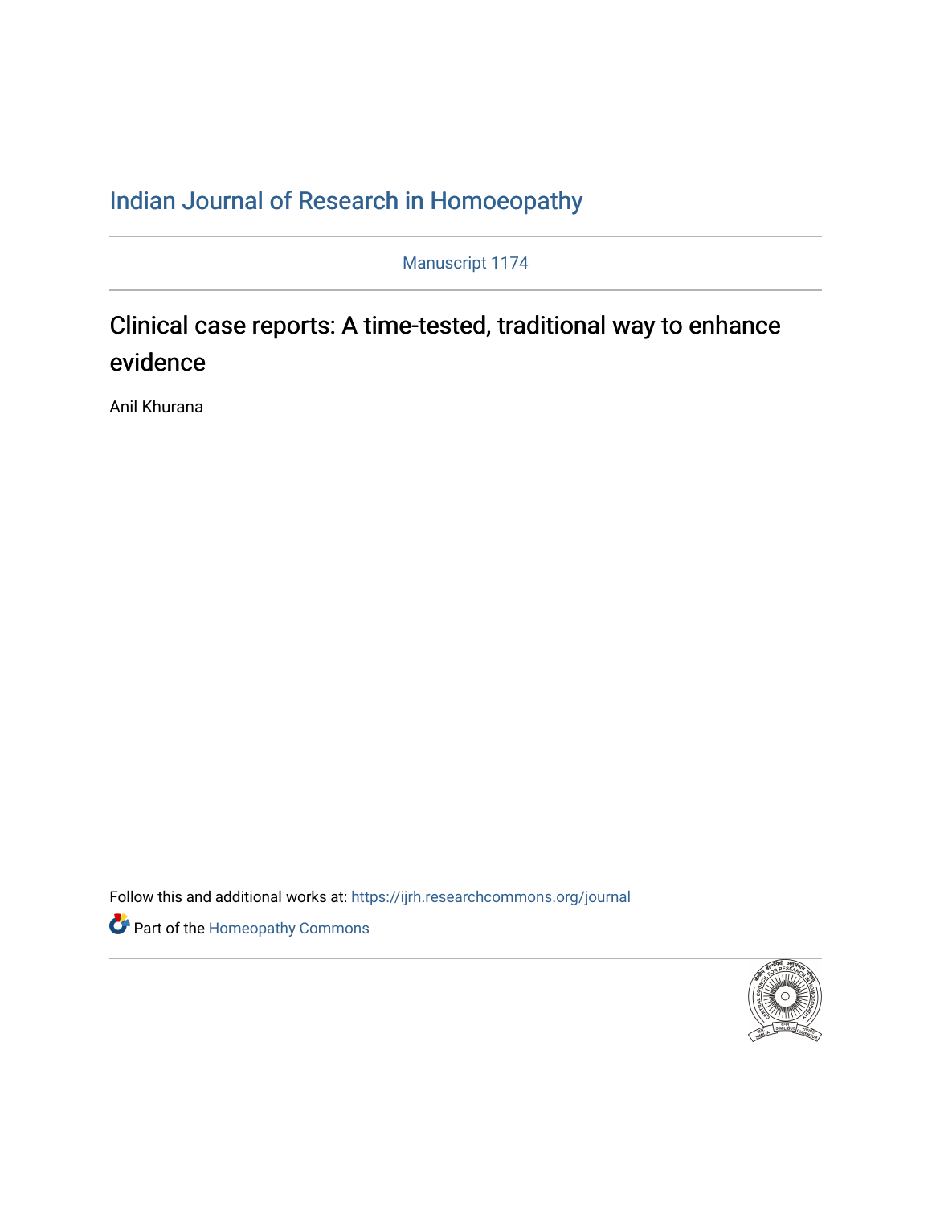Indian Journal of Research in Homoeopathy

Manuscript 1174

# Clinical case reports: A time-tested, traditional way to enhance evidence

Anil Khurana

Follow this and additional works at: https://ijrh.researchcommons.org/journal

Part of the Homeopathy Commons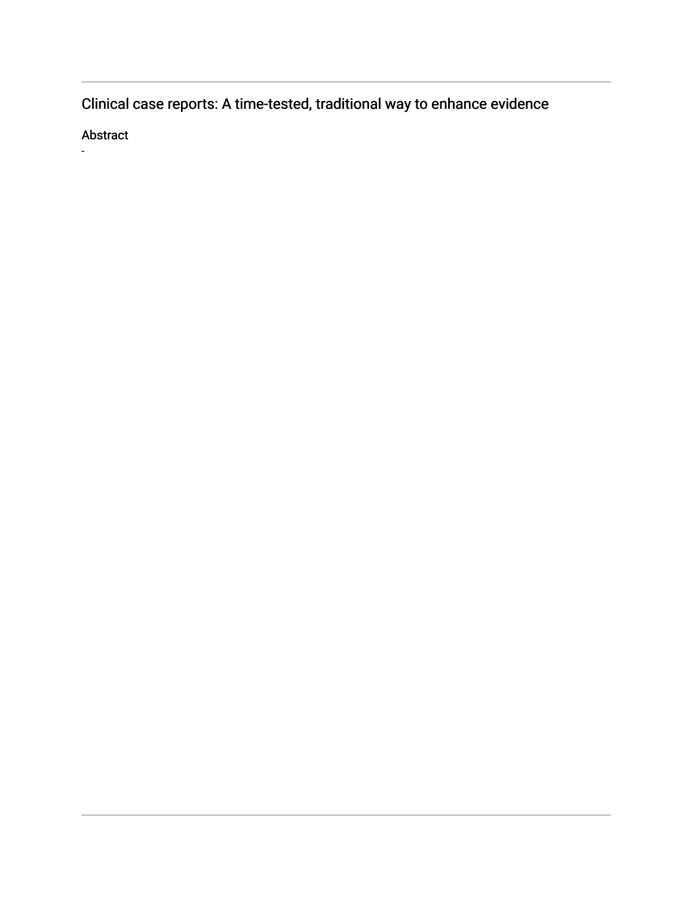## Clinical case reports: A time-tested, traditional way to enhance evidence

### Abstract

-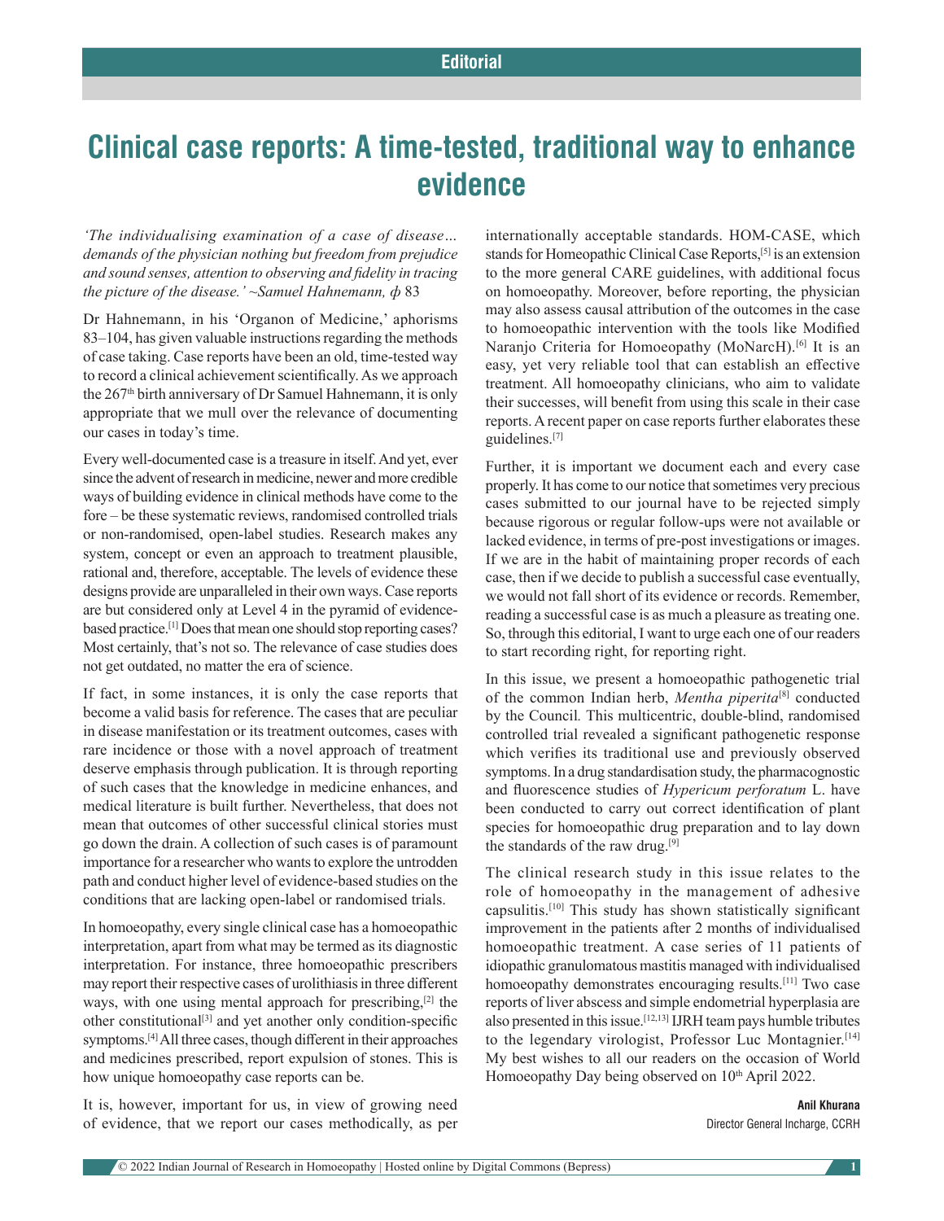Editorial

# Clinical case reports: A time-tested, traditional way to enhance evidence

*'The individualising examination of a case of disease… demands of the physician nothing but freedom from prejudice and sound senses, attention to observing and fidelity in tracing the picture of the disease.' ~Samuel Hahnemann, ɸ* 83

Dr Hahnemann, in his 'Organon of Medicine,' aphorisms 83–104, has given valuable instructions regarding the methods of case taking. Case reports have been an old, time-tested way to record a clinical achievement scientifically. As we approach the 267th birth anniversary of Dr Samuel Hahnemann, it is only appropriate that we mull over the relevance of documenting our cases in today's time.

Every well-documented case is a treasure in itself. And yet, ever since the advent of research in medicine, newer and more credible ways of building evidence in clinical methods have come to the fore – be these systematic reviews, randomised controlled trials or non-randomised, open-label studies. Research makes any system, concept or even an approach to treatment plausible, rational and, therefore, acceptable. The levels of evidence these designs provide are unparalleled in their own ways. Case reports are but considered only at Level 4 in the pyramid of evidence-based practice.[1] Does that mean one should stop reporting cases? Most certainly, that's not so. The relevance of case studies does not get outdated, no matter the era of science.

If fact, in some instances, it is only the case reports that become a valid basis for reference. The cases that are peculiar in disease manifestation or its treatment outcomes, cases with rare incidence or those with a novel approach of treatment deserve emphasis through publication. It is through reporting of such cases that the knowledge in medicine enhances, and medical literature is built further. Nevertheless, that does not mean that outcomes of other successful clinical stories must go down the drain. A collection of such cases is of paramount importance for a researcher who wants to explore the untrodden path and conduct higher level of evidence-based studies on the conditions that are lacking open-label or randomised trials.

In homoeopathy, every single clinical case has a homoeopathic interpretation, apart from what may be termed as its diagnostic interpretation. For instance, three homoeopathic prescribers may report their respective cases of urolithiasis in three different ways, with one using mental approach for prescribing,[2] the other constitutional[3] and yet another only condition-specific symptoms.[4] All three cases, though different in their approaches and medicines prescribed, report expulsion of stones. This is how unique homoeopathy case reports can be.

It is, however, important for us, in view of growing need of evidence, that we report our cases methodically, as per internationally acceptable standards. HOM-CASE, which stands for Homeopathic Clinical Case Reports,[5] is an extension to the more general CARE guidelines, with additional focus on homoeopathy. Moreover, before reporting, the physician may also assess causal attribution of the outcomes in the case to homoeopathic intervention with the tools like Modified Naranjo Criteria for Homoeopathy (MoNarcH).[6] It is an easy, yet very reliable tool that can establish an effective treatment. All homoeopathy clinicians, who aim to validate their successes, will benefit from using this scale in their case reports. A recent paper on case reports further elaborates these guidelines.[7]

Further, it is important we document each and every case properly. It has come to our notice that sometimes very precious cases submitted to our journal have to be rejected simply because rigorous or regular follow-ups were not available or lacked evidence, in terms of pre-post investigations or images. If we are in the habit of maintaining proper records of each case, then if we decide to publish a successful case eventually, we would not fall short of its evidence or records. Remember, reading a successful case is as much a pleasure as treating one. So, through this editorial, I want to urge each one of our readers to start recording right, for reporting right.

In this issue, we present a homoeopathic pathogenetic trial of the common Indian herb, *Mentha piperita*[8] conducted by the Council. This multicentric, double-blind, randomised controlled trial revealed a significant pathogenetic response which verifies its traditional use and previously observed symptoms. In a drug standardisation study, the pharmacognostic and fluorescence studies of *Hypericum perforatum* L. have been conducted to carry out correct identification of plant species for homoeopathic drug preparation and to lay down the standards of the raw drug.[9]

The clinical research study in this issue relates to the role of homoeopathy in the management of adhesive capsulitis.[10] This study has shown statistically significant improvement in the patients after 2 months of individualised homoeopathic treatment. A case series of 11 patients of idiopathic granulomatous mastitis managed with individualised homoeopathy demonstrates encouraging results.[11] Two case reports of liver abscess and simple endometrial hyperplasia are also presented in this issue.[12,13] IJRH team pays humble tributes to the legendary virologist, Professor Luc Montagnier.[14] My best wishes to all our readers on the occasion of World Homoeopathy Day being observed on 10th April 2022.

**Anil Khurana**
Director General Incharge, CCRH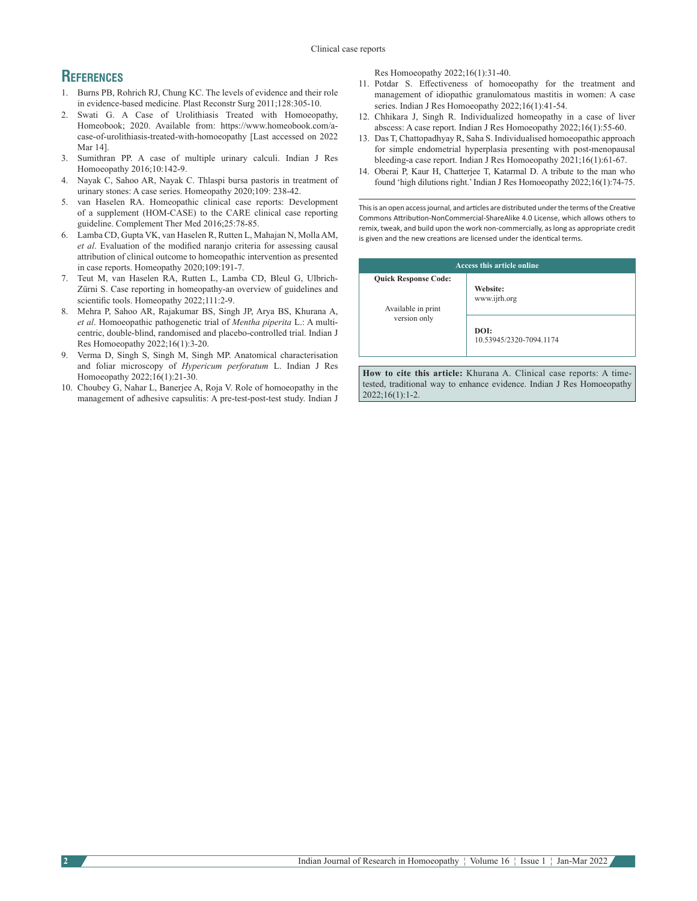## References

1. Burns PB, Rohrich RJ, Chung KC. The levels of evidence and their role in evidence-based medicine. Plast Reconstr Surg 2011;128:305-10.
2. Swati G. A Case of Urolithiasis Treated with Homoeopathy, Homeobook; 2020. Available from: https://www.homeobook.com/a-case-of-urolithiasis-treated-with-homoeopathy [Last accessed on 2022 Mar 14].
3. Sumithran PP. A case of multiple urinary calculi. Indian J Res Homoeopathy 2016;10:142-9.
4. Nayak C, Sahoo AR, Nayak C. Thlaspi bursa pastoris in treatment of urinary stones: A case series. Homeopathy 2020;109: 238-42.
5. van Haselen RA. Homeopathic clinical case reports: Development of a supplement (HOM-CASE) to the CARE clinical case reporting guideline. Complement Ther Med 2016;25:78-85.
6. Lamba CD, Gupta VK, van Haselen R, Rutten L, Mahajan N, Molla AM, *et al*. Evaluation of the modified naranjo criteria for assessing causal attribution of clinical outcome to homeopathic intervention as presented in case reports. Homeopathy 2020;109:191-7.
7. Teut M, van Haselen RA, Rutten L, Lamba CD, Bleul G, Ulbrich-Zürni S. Case reporting in homeopathy-an overview of guidelines and scientific tools. Homeopathy 2022;111:2-9.
8. Mehra P, Sahoo AR, Rajakumar BS, Singh JP, Arya BS, Khurana A, *et al*. Homoeopathic pathogenetic trial of *Mentha piperita* L.: A multi-centric, double-blind, randomised and placebo-controlled trial. Indian J Res Homoeopathy 2022;16(1):3-20.
9. Verma D, Singh S, Singh M, Singh MP. Anatomical characterisation and foliar microscopy of *Hypericum perforatum* L. Indian J Res Homoeopathy 2022;16(1):21-30.
10. Choubey G, Nahar L, Banerjee A, Roja V. Role of homoeopathy in the management of adhesive capsulitis: A pre-test-post-test study. Indian J Res Homoeopathy 2022;16(1):31-40.
11. Potdar S. Effectiveness of homoeopathy for the treatment and management of idiopathic granulomatous mastitis in women: A case series. Indian J Res Homoeopathy 2022;16(1):41-54.
12. Chhikara J, Singh R. Individualized homeopathy in a case of liver abscess: A case report. Indian J Res Homoeopathy 2022;16(1):55-60.
13. Das T, Chattopadhyay R, Saha S. Individualised homoeopathic approach for simple endometrial hyperplasia presenting with post-menopausal bleeding-a case report. Indian J Res Homoeopathy 2021;16(1):61-67.
14. Oberai P, Kaur H, Chatterjee T, Katarmal D. A tribute to the man who found 'high dilutions right.' Indian J Res Homoeopathy 2022;16(1):74-75.

This is an open access journal, and articles are distributed under the terms of the Creative Commons Attribution-NonCommercial-ShareAlike 4.0 License, which allows others to remix, tweak, and build upon the work non-commercially, as long as appropriate credit is given and the new creations are licensed under the identical terms.

| Access this article online | |
|---|---|
| **Quick Response Code:** Available in print version only | **Website:** www.ijrh.org |
| | **DOI:** 10.53945/2320-7094.1174 |

**How to cite this article:** Khurana A. Clinical case reports: A time-tested, traditional way to enhance evidence. Indian J Res Homoeopathy 2022;16(1):1-2.